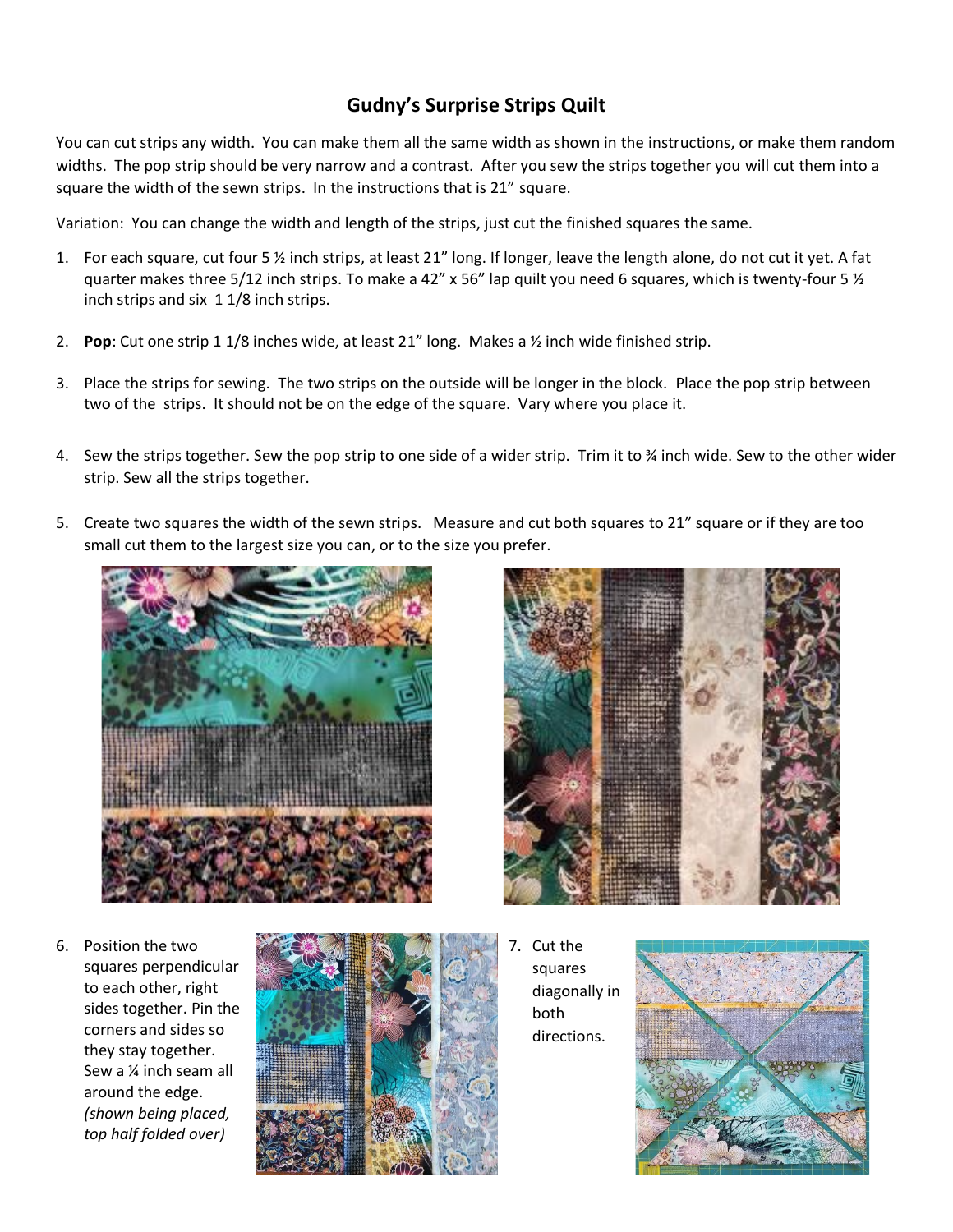# Gudny's Surprise Strips Quilt

You can cut strips any width. You can make them all the same width as shown in the instructions, or make them random widths. The pop strip should be very narrow and a contrast. After you sew the strips together you will cut them into a square the width of the sewn strips. In the instructions that is 21" square.

Variation: You can change the width and length of the strips, just cut the finished squares the same.

1. For each square, cut four 5 ½ inch strips, at least 21" long. If longer, leave the length alone, do not cut it yet. A fat quarter makes three 5/12 inch strips. To make a 42" x 56" lap quilt you need 6 squares, which is twenty-four 5 ½ inch strips and six 1 1/8 inch strips.

2. **Pop**: Cut one strip 1 1/8 inches wide, at least 21" long. Makes a ½ inch wide finished strip.

3. Place the strips for sewing. The two strips on the outside will be longer in the block. Place the pop strip between two of the strips. It should not be on the edge of the square. Vary where you place it.

4. Sew the strips together. Sew the pop strip to one side of a wider strip. Trim it to ¾ inch wide. Sew to the other wider strip. Sew all the strips together.

5. Create two squares the width of the sewn strips. Measure and cut both squares to 21" square or if they are too small cut them to the largest size you can, or to the size you prefer.

6. Position the two squares perpendicular to each other, right sides together. Pin the corners and sides so they stay together. Sew a ¼ inch seam all around the edge. *(shown being placed, top half folded over)*

7. Cut the squares diagonally in both directions.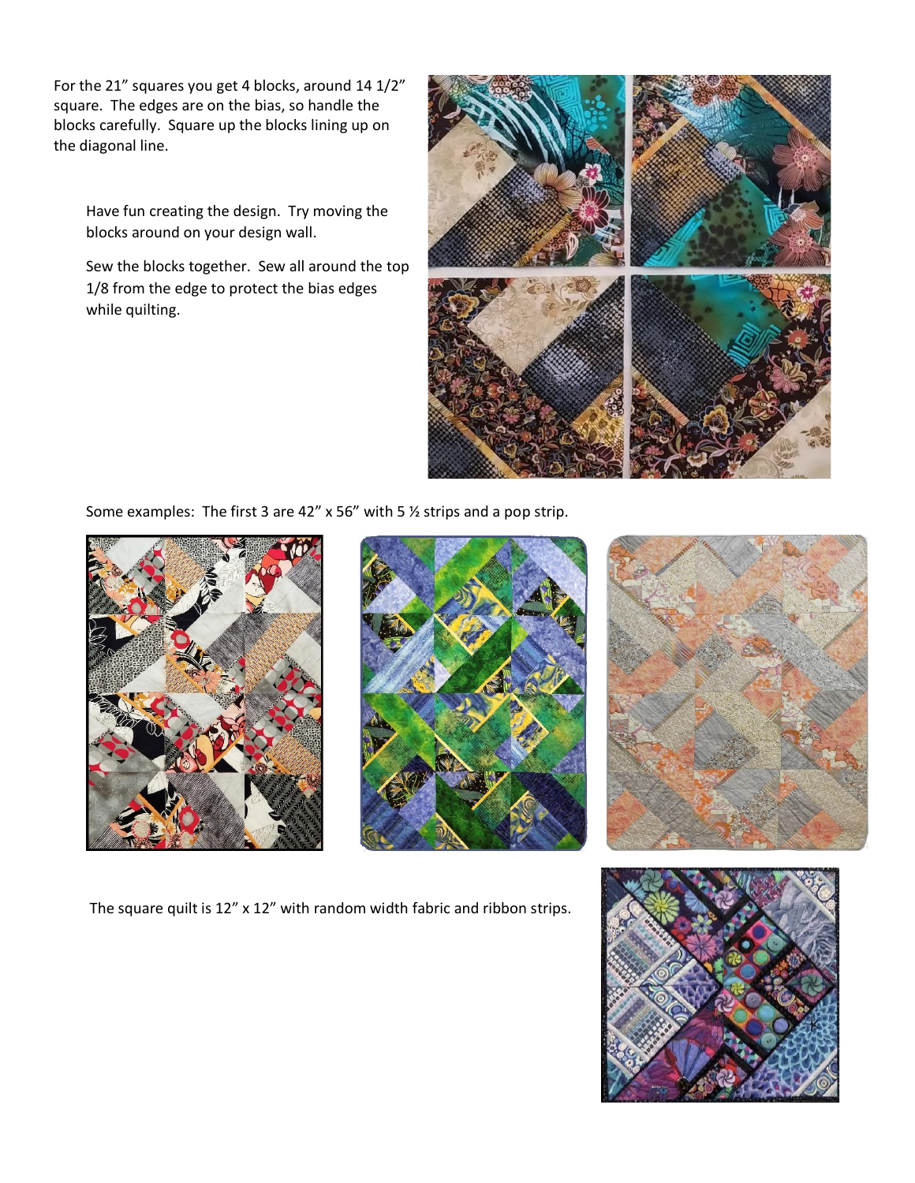For the 21" squares you get 4 blocks, around 14 1/2" square. The edges are on the bias, so handle the blocks carefully. Square up the blocks lining up on the diagonal line.

Have fun creating the design. Try moving the blocks around on your design wall.

Sew the blocks together. Sew all around the top 1/8 from the edge to protect the bias edges while quilting.

Some examples: The first 3 are 42" x 56" with 5 ½ strips and a pop strip.

The square quilt is 12" x 12" with random width fabric and ribbon strips.